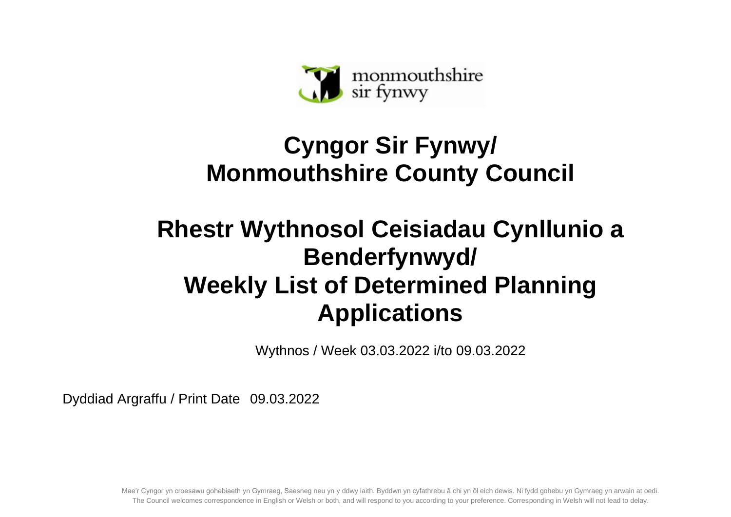monmouthshire
sir fynwy

# Cyngor Sir Fynwy/ Monmouthshire County Council

# Rhestr Wythnosol Ceisiadau Cynllunio a Benderfynwyd/ Weekly List of Determined Planning Applications

Wythnos / Week 03.03.2022 i/to 09.03.2022

Dyddiad Argraffu / Print Date 09.03.2022

Mae'r Cyngor yn croesawu gohebiaeth yn Gymraeg, Saesneg neu yn y ddwy iaith. Byddwn yn cyfathrebu â chi yn ôl eich dewis. Ni fydd gohebu yn Gymraeg yn arwain at oedi.
The Council welcomes correspondence in English or Welsh or both, and will respond to you according to your preference. Corresponding in Welsh will not lead to delay.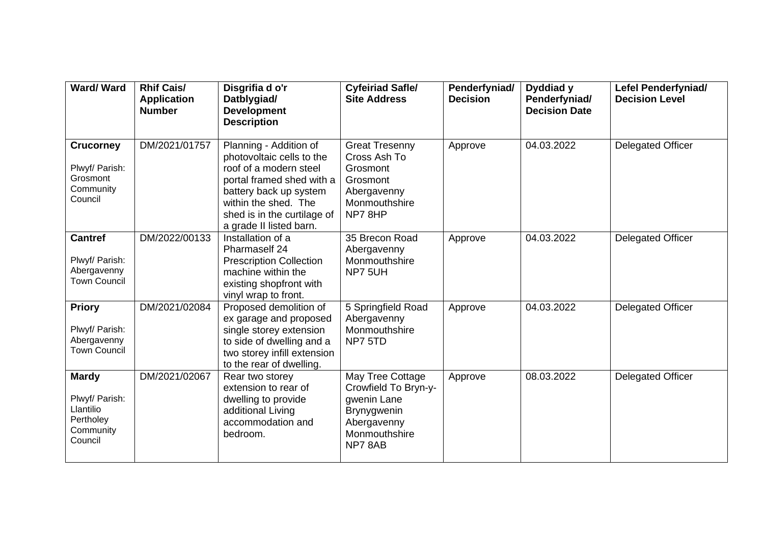| Ward/ Ward | Rhif Cais/ Application Number | Disgrifia d o'r Datblygiad/ Development Description | Cyfeiriad Safle/ Site Address | Penderfyniad/ Decision | Dyddiad y Penderfyniad/ Decision Date | Lefel Penderfyniad/ Decision Level |
|---|---|---|---|---|---|---|
| **Crucorney**<br><br>Plwyf/ Parish: Grosmont Community Council | DM/2021/01757 | Planning - Addition of photovoltaic cells to the roof of a modern steel portal framed shed with a battery back up system within the shed. The shed is in the curtilage of a grade II listed barn. | Great Tresenny Cross Ash To Grosmont Grosmont Abergavenny Monmouthshire NP7 8HP | Approve | 04.03.2022 | Delegated Officer |
| **Cantref**<br><br>Plwyf/ Parish: Abergavenny Town Council | DM/2022/00133 | Installation of a Pharmaself 24 Prescription Collection machine within the existing shopfront with vinyl wrap to front. | 35 Brecon Road Abergavenny Monmouthshire NP7 5UH | Approve | 04.03.2022 | Delegated Officer |
| **Priory**<br><br>Plwyf/ Parish: Abergavenny Town Council | DM/2021/02084 | Proposed demolition of ex garage and proposed single storey extension to side of dwelling and a two storey infill extension to the rear of dwelling. | 5 Springfield Road Abergavenny Monmouthshire NP7 5TD | Approve | 04.03.2022 | Delegated Officer |
| **Mardy**<br><br>Plwyf/ Parish: Llantilio Pertholey Community Council | DM/2021/02067 | Rear two storey extension to rear of dwelling to provide additional Living accommodation and bedroom. | May Tree Cottage Crowfield To Bryn-y-gwenin Lane Brynygwenin Abergavenny Monmouthshire NP7 8AB | Approve | 08.03.2022 | Delegated Officer |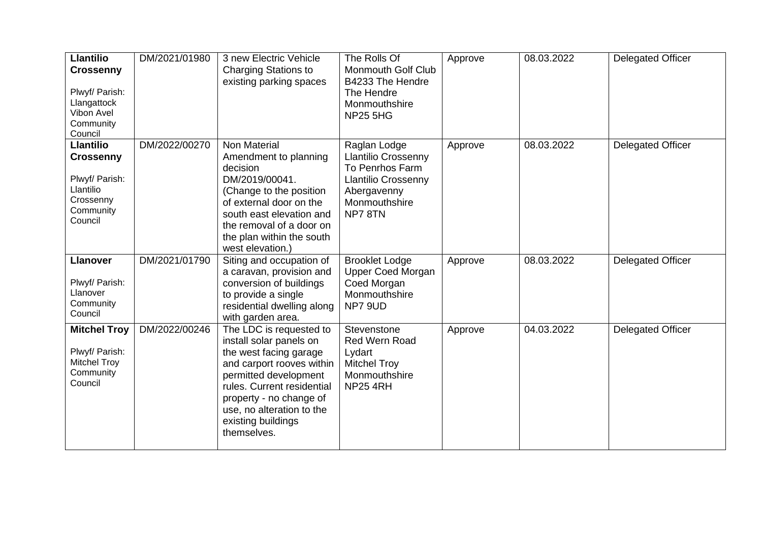| **Llantilio Crossenny**<br><br>Plwyf/ Parish: Llangattock Vibon Avel Community Council | DM/2021/01980 | 3 new Electric Vehicle Charging Stations to existing parking spaces | The Rolls Of Monmouth Golf Club B4233 The Hendre The Hendre Monmouthshire NP25 5HG | Approve | 08.03.2022 | Delegated Officer |
|---|---|---|---|---|---|---|
| **Llantilio Crossenny**<br><br>Plwyf/ Parish: Llantilio Crossenny Community Council | DM/2022/00270 | Non Material Amendment to planning decision DM/2019/00041. (Change to the position of external door on the south east elevation and the removal of a door on the plan within the south west elevation.) | Raglan Lodge Llantilio Crossenny To Penrhos Farm Llantilio Crossenny Abergavenny Monmouthshire NP7 8TN | Approve | 08.03.2022 | Delegated Officer |
| **Llanover**<br><br>Plwyf/ Parish: Llanover Community Council | DM/2021/01790 | Siting and occupation of a caravan, provision and conversion of buildings to provide a single residential dwelling along with garden area. | Brooklet Lodge Upper Coed Morgan Coed Morgan Monmouthshire NP7 9UD | Approve | 08.03.2022 | Delegated Officer |
| **Mitchel Troy**<br><br>Plwyf/ Parish: Mitchel Troy Community Council | DM/2022/00246 | The LDC is requested to install solar panels on the west facing garage and carport rooves within permitted development rules. Current residential property - no change of use, no alteration to the existing buildings themselves. | Stevenstone Red Wern Road Lydart Mitchel Troy Monmouthshire NP25 4RH | Approve | 04.03.2022 | Delegated Officer |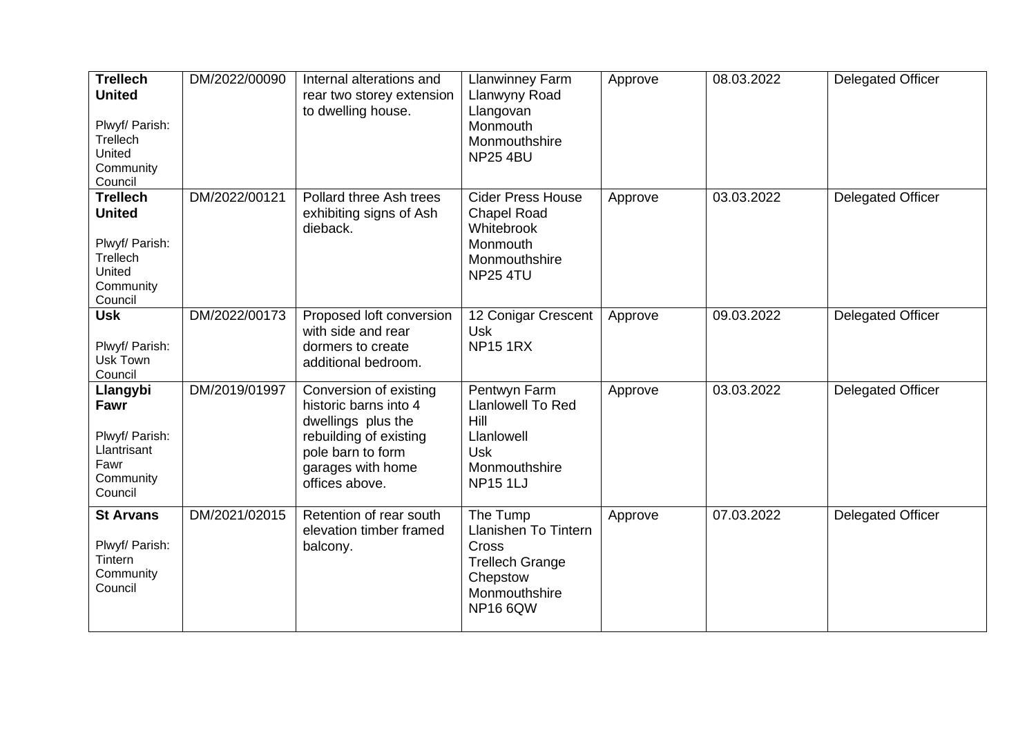| | | | | | | |
|---|---|---|---|---|---|---|
| **Trellech United**<br><br>Plwyf/ Parish: Trellech United Community Council | DM/2022/00090 | Internal alterations and rear two storey extension to dwelling house. | Llanwinney Farm<br>Llanwyny Road<br>Llangovan<br>Monmouth<br>Monmouthshire<br>NP25 4BU | Approve | 08.03.2022 | Delegated Officer |
| **Trellech United**<br><br>Plwyf/ Parish: Trellech United Community Council | DM/2022/00121 | Pollard three Ash trees exhibiting signs of Ash dieback. | Cider Press House<br>Chapel Road<br>Whitebrook<br>Monmouth<br>Monmouthshire<br>NP25 4TU | Approve | 03.03.2022 | Delegated Officer |
| **Usk**<br><br>Plwyf/ Parish: Usk Town Council | DM/2022/00173 | Proposed loft conversion with side and rear dormers to create additional bedroom. | 12 Conigar Crescent<br>Usk<br>NP15 1RX | Approve | 09.03.2022 | Delegated Officer |
| **Llangybi Fawr**<br><br>Plwyf/ Parish: Llantrisant Fawr Community Council | DM/2019/01997 | Conversion of existing historic barns into 4 dwellings plus the rebuilding of existing pole barn to form garages with home offices above. | Pentwyn Farm<br>Llanlowell To Red Hill<br>Llanlowell<br>Usk<br>Monmouthshire<br>NP15 1LJ | Approve | 03.03.2022 | Delegated Officer |
| **St Arvans**<br><br>Plwyf/ Parish: Tintern Community Council | DM/2021/02015 | Retention of rear south elevation timber framed balcony. | The Tump<br>Llanishen To Tintern Cross<br>Trellech Grange<br>Chepstow<br>Monmouthshire<br>NP16 6QW | Approve | 07.03.2022 | Delegated Officer |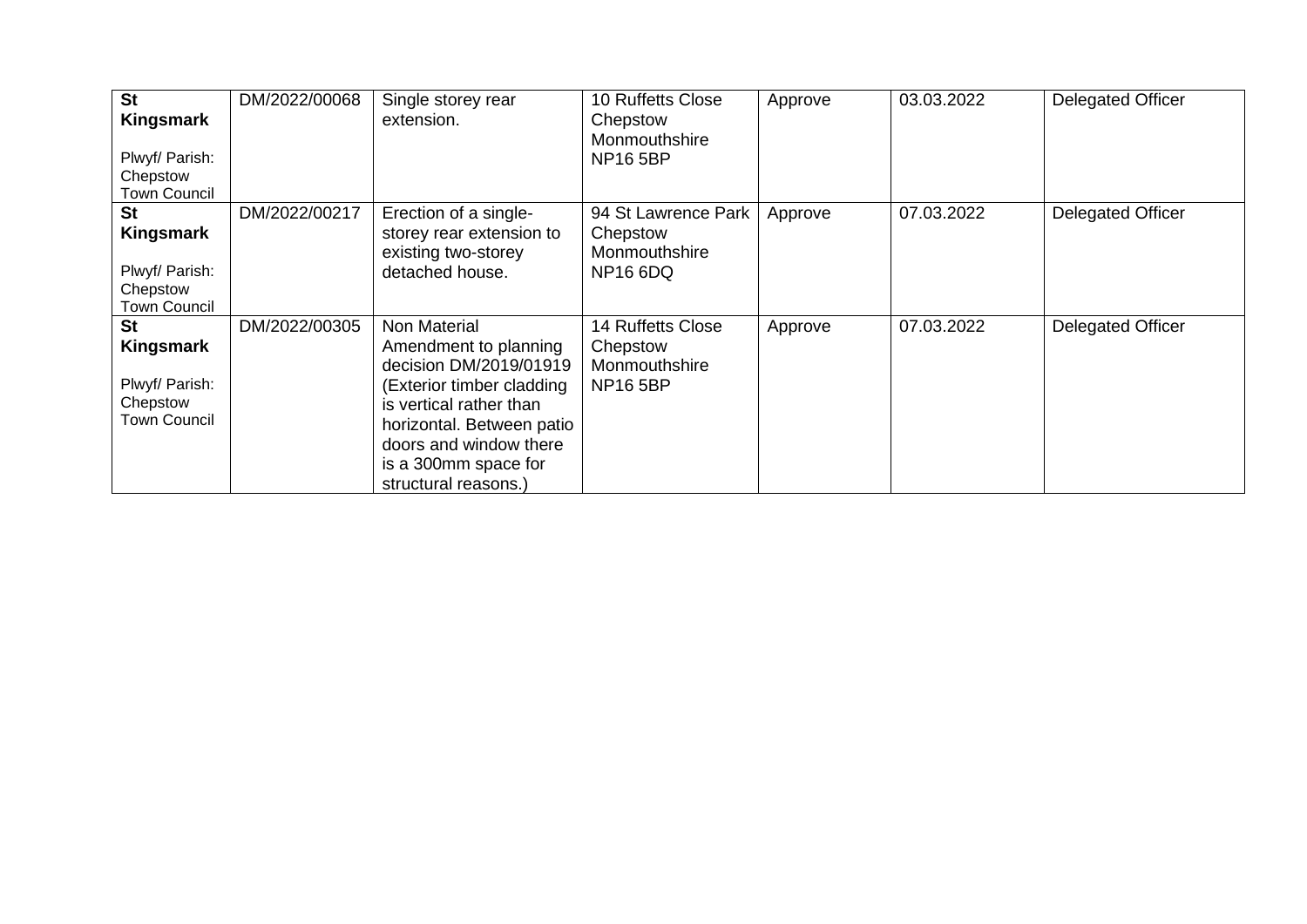| | | | | | | |
|---|---|---|---|---|---|---|
| **St Kingsmark**<br><br>Plwyf/ Parish: Chepstow Town Council | DM/2022/00068 | Single storey rear extension. | 10 Ruffetts Close Chepstow Monmouthshire NP16 5BP | Approve | 03.03.2022 | Delegated Officer |
| **St Kingsmark**<br><br>Plwyf/ Parish: Chepstow Town Council | DM/2022/00217 | Erection of a single-storey rear extension to existing two-storey detached house. | 94 St Lawrence Park Chepstow Monmouthshire NP16 6DQ | Approve | 07.03.2022 | Delegated Officer |
| **St Kingsmark**<br><br>Plwyf/ Parish: Chepstow Town Council | DM/2022/00305 | Non Material Amendment to planning decision DM/2019/01919 (Exterior timber cladding is vertical rather than horizontal. Between patio doors and window there is a 300mm space for structural reasons.) | 14 Ruffetts Close Chepstow Monmouthshire NP16 5BP | Approve | 07.03.2022 | Delegated Officer |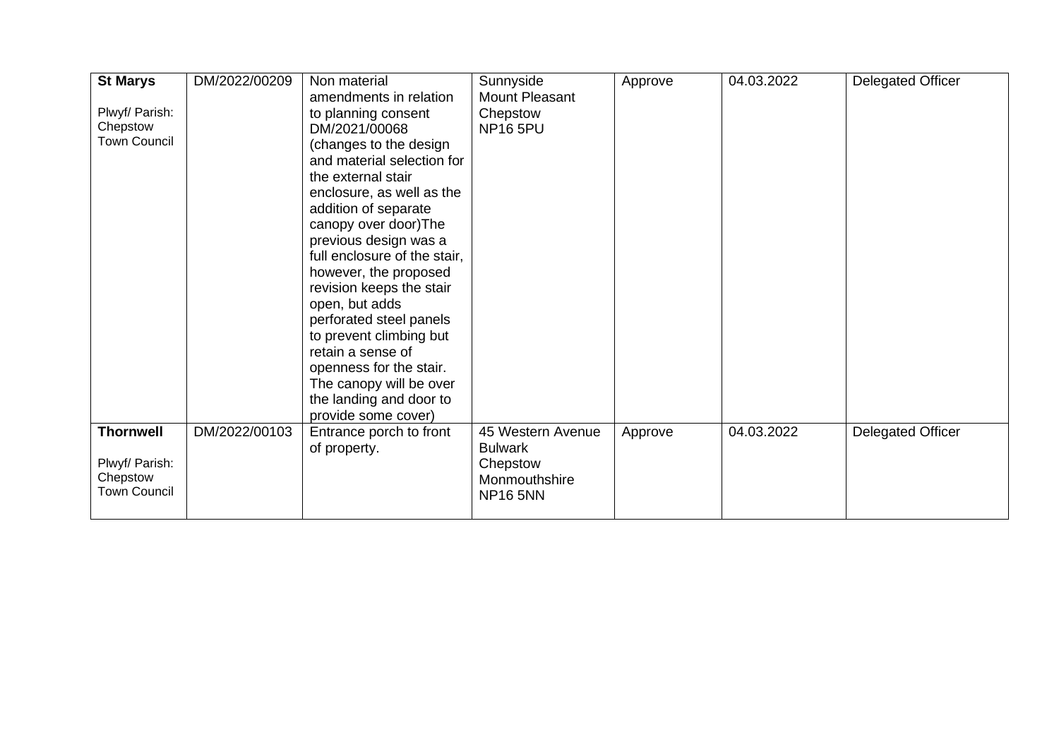| | | | | | | |
|---|---|---|---|---|---|---|
| **St Marys**<br><br>Plwyf/ Parish: Chepstow Town Council | DM/2022/00209 | Non material amendments in relation to planning consent DM/2021/00068 (changes to the design and material selection for the external stair enclosure, as well as the addition of separate canopy over door)The previous design was a full enclosure of the stair, however, the proposed revision keeps the stair open, but adds perforated steel panels to prevent climbing but retain a sense of openness for the stair. The canopy will be over the landing and door to provide some cover) | Sunnyside Mount Pleasant Chepstow NP16 5PU | Approve | 04.03.2022 | Delegated Officer |
| **Thornwell**<br><br>Plwyf/ Parish: Chepstow Town Council | DM/2022/00103 | Entrance porch to front of property. | 45 Western Avenue Bulwark Chepstow Monmouthshire NP16 5NN | Approve | 04.03.2022 | Delegated Officer |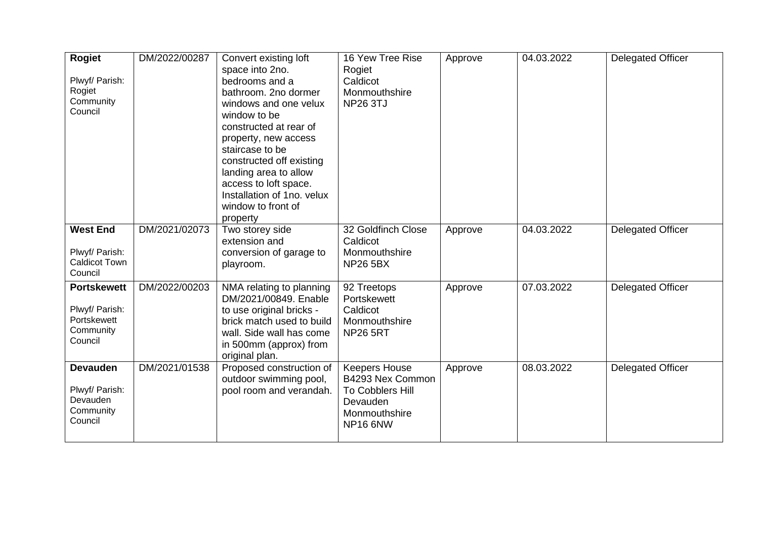| **Rogiet**<br><br>Plwyf/ Parish: Rogiet Community Council | DM/2022/00287 | Convert existing loft space into 2no. bedrooms and a bathroom. 2no dormer windows and one velux window to be constructed at rear of property, new access staircase to be constructed off existing landing area to allow access to loft space. Installation of 1no. velux window to front of property | 16 Yew Tree Rise Rogiet Caldicot Monmouthshire NP26 3TJ | Approve | 04.03.2022 | Delegated Officer |
|---|---|---|---|---|---|---|
| **West End**<br><br>Plwyf/ Parish: Caldicot Town Council | DM/2021/02073 | Two storey side extension and conversion of garage to playroom. | 32 Goldfinch Close Caldicot Monmouthshire NP26 5BX | Approve | 04.03.2022 | Delegated Officer |
| **Portskewett**<br><br>Plwyf/ Parish: Portskewett Community Council | DM/2022/00203 | NMA relating to planning DM/2021/00849. Enable to use original bricks - brick match used to build wall. Side wall has come in 500mm (approx) from original plan. | 92 Treetops Portskewett Caldicot Monmouthshire NP26 5RT | Approve | 07.03.2022 | Delegated Officer |
| **Devauden**<br><br>Plwyf/ Parish: Devauden Community Council | DM/2021/01538 | Proposed construction of outdoor swimming pool, pool room and verandah. | Keepers House B4293 Nex Common To Cobblers Hill Devauden Monmouthshire NP16 6NW | Approve | 08.03.2022 | Delegated Officer |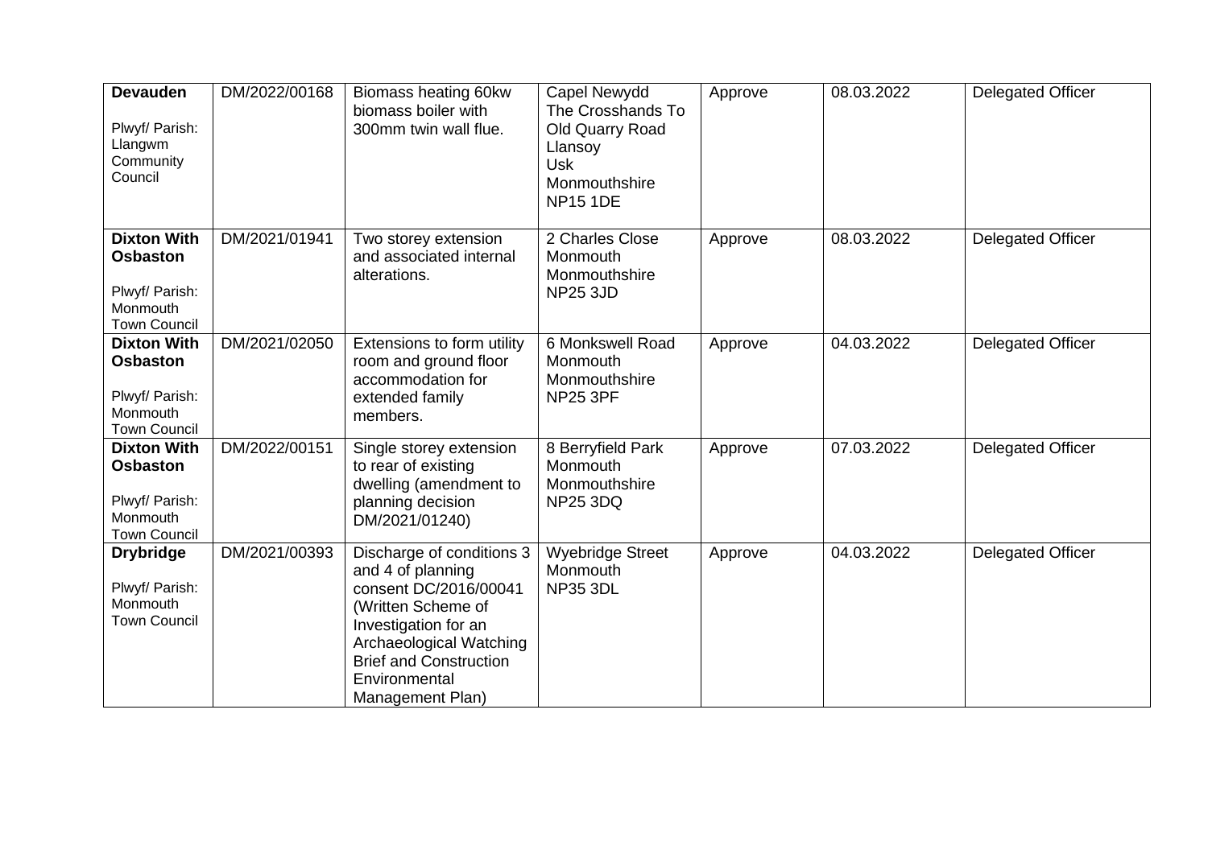| **Devauden**<br><br>Plwyf/ Parish: Llangwm Community Council | DM/2022/00168 | Biomass heating 60kw biomass boiler with 300mm twin wall flue. | Capel Newydd The Crosshands To Old Quarry Road Llansoy Usk Monmouthshire NP15 1DE | Approve | 08.03.2022 | Delegated Officer |
|---|---|---|---|---|---|---|
| **Dixton With Osbaston**<br><br>Plwyf/ Parish: Monmouth Town Council | DM/2021/01941 | Two storey extension and associated internal alterations. | 2 Charles Close Monmouth Monmouthshire NP25 3JD | Approve | 08.03.2022 | Delegated Officer |
| **Dixton With Osbaston**<br><br>Plwyf/ Parish: Monmouth Town Council | DM/2021/02050 | Extensions to form utility room and ground floor accommodation for extended family members. | 6 Monkswell Road Monmouth Monmouthshire NP25 3PF | Approve | 04.03.2022 | Delegated Officer |
| **Dixton With Osbaston**<br><br>Plwyf/ Parish: Monmouth Town Council | DM/2022/00151 | Single storey extension to rear of existing dwelling (amendment to planning decision DM/2021/01240) | 8 Berryfield Park Monmouth Monmouthshire NP25 3DQ | Approve | 07.03.2022 | Delegated Officer |
| **Drybridge**<br><br>Plwyf/ Parish: Monmouth Town Council | DM/2021/00393 | Discharge of conditions 3 and 4 of planning consent DC/2016/00041 (Written Scheme of Investigation for an Archaeological Watching Brief and Construction Environmental Management Plan) | Wyebridge Street Monmouth NP35 3DL | Approve | 04.03.2022 | Delegated Officer |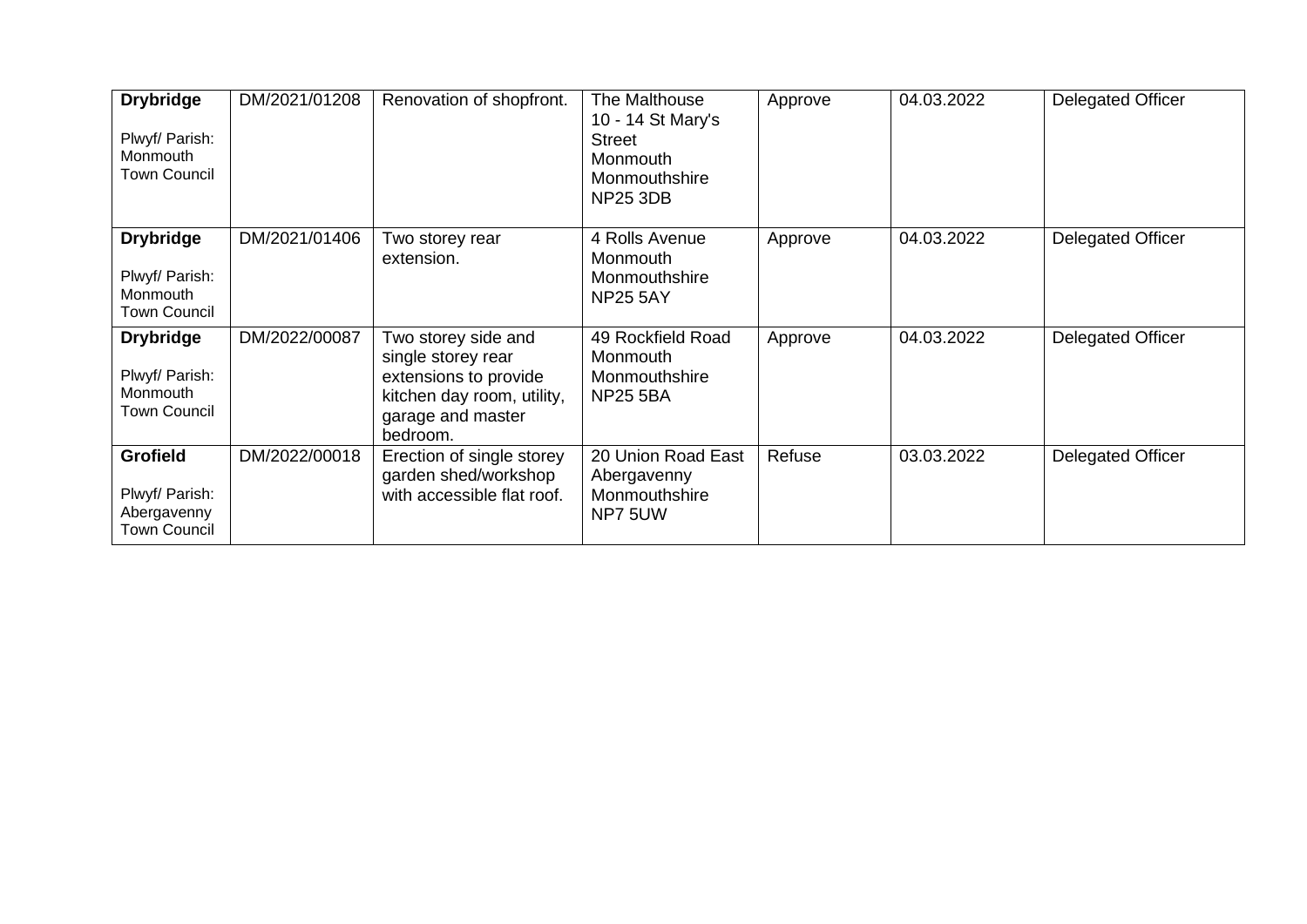| **Drybridge**<br><br>Plwyf/ Parish: Monmouth Town Council | DM/2021/01208 | Renovation of shopfront. | The Malthouse 10 - 14 St Mary's Street Monmouth Monmouthshire NP25 3DB | Approve | 04.03.2022 | Delegated Officer |
|---|---|---|---|---|---|---|
| **Drybridge**<br><br>Plwyf/ Parish: Monmouth Town Council | DM/2021/01406 | Two storey rear extension. | 4 Rolls Avenue Monmouth Monmouthshire NP25 5AY | Approve | 04.03.2022 | Delegated Officer |
| **Drybridge**<br><br>Plwyf/ Parish: Monmouth Town Council | DM/2022/00087 | Two storey side and single storey rear extensions to provide kitchen day room, utility, garage and master bedroom. | 49 Rockfield Road Monmouth Monmouthshire NP25 5BA | Approve | 04.03.2022 | Delegated Officer |
| **Grofield**<br><br>Plwyf/ Parish: Abergavenny Town Council | DM/2022/00018 | Erection of single storey garden shed/workshop with accessible flat roof. | 20 Union Road East Abergavenny Monmouthshire NP7 5UW | Refuse | 03.03.2022 | Delegated Officer |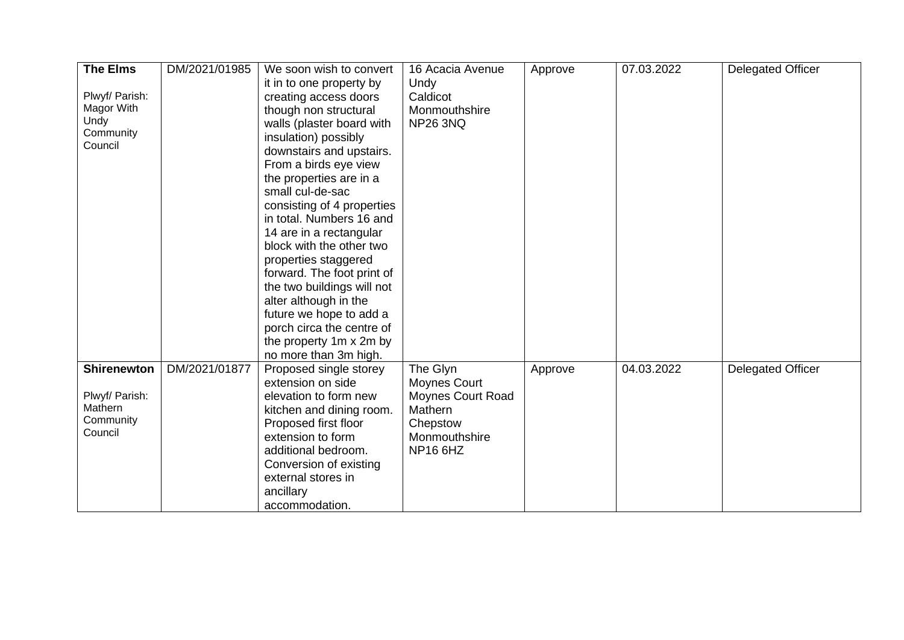| **The Elms**<br><br>Plwyf/ Parish: Magor With Undy Community Council | DM/2021/01985 | We soon wish to convert it in to one property by creating access doors though non structural walls (plaster board with insulation) possibly downstairs and upstairs. From a birds eye view the properties are in a small cul-de-sac consisting of 4 properties in total. Numbers 16 and 14 are in a rectangular block with the other two properties staggered forward. The foot print of the two buildings will not alter although in the future we hope to add a porch circa the centre of the property 1m x 2m by no more than 3m high. | 16 Acacia Avenue<br>Undy<br>Caldicot<br>Monmouthshire<br>NP26 3NQ | Approve | 07.03.2022 | Delegated Officer |
|---|---|---|---|---|---|---|
| **Shirenewton**<br><br>Plwyf/ Parish: Mathern Community Council | DM/2021/01877 | Proposed single storey extension on side elevation to form new kitchen and dining room. Proposed first floor extension to form additional bedroom. Conversion of existing external stores in ancillary accommodation. | The Glyn<br>Moynes Court<br>Moynes Court Road<br>Mathern<br>Chepstow<br>Monmouthshire<br>NP16 6HZ | Approve | 04.03.2022 | Delegated Officer |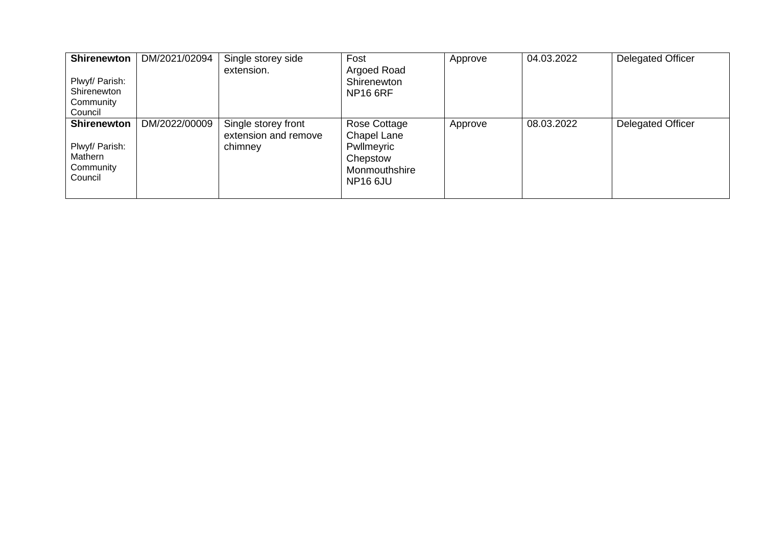| | | | | | | |
|---|---|---|---|---|---|---|
| **Shirenewton**<br><br>Plwyf/ Parish: Shirenewton Community Council | DM/2021/02094 | Single storey side extension. | Fost<br>Argoed Road<br>Shirenewton<br>NP16 6RF | Approve | 04.03.2022 | Delegated Officer |
| **Shirenewton**<br><br>Plwyf/ Parish: Mathern Community Council | DM/2022/00009 | Single storey front extension and remove chimney | Rose Cottage<br>Chapel Lane<br>Pwllmeyric<br>Chepstow<br>Monmouthshire<br>NP16 6JU | Approve | 08.03.2022 | Delegated Officer |